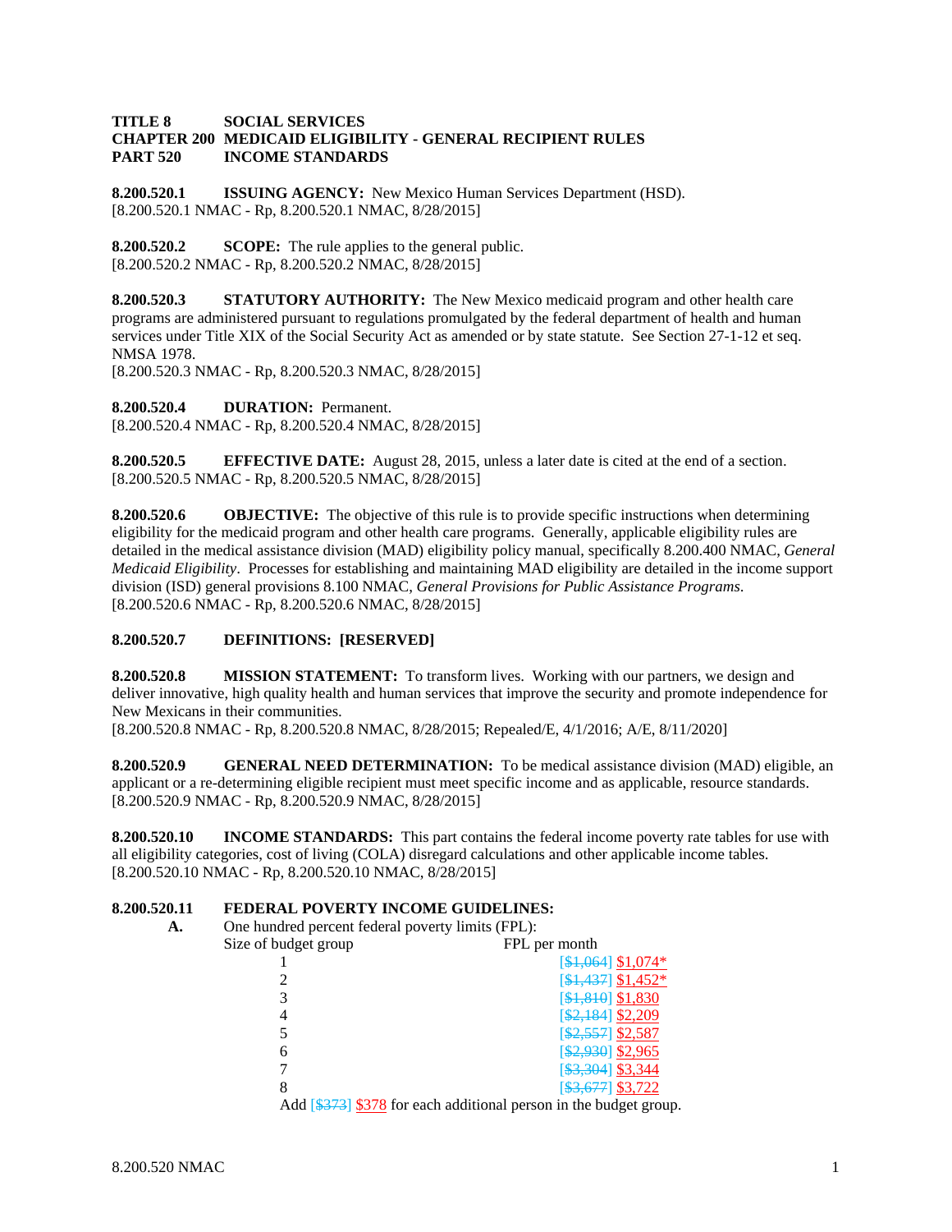**TITLE 8 SOCIAL SERVICES**
**CHAPTER 200 MEDICAID ELIGIBILITY - GENERAL RECIPIENT RULES**
**PART 520 INCOME STANDARDS**

**8.200.520.1 ISSUING AGENCY:** New Mexico Human Services Department (HSD).
[8.200.520.1 NMAC - Rp, 8.200.520.1 NMAC, 8/28/2015]

**8.200.520.2 SCOPE:** The rule applies to the general public.
[8.200.520.2 NMAC - Rp, 8.200.520.2 NMAC, 8/28/2015]

**8.200.520.3 STATUTORY AUTHORITY:** The New Mexico medicaid program and other health care programs are administered pursuant to regulations promulgated by the federal department of health and human services under Title XIX of the Social Security Act as amended or by state statute. See Section 27-1-12 et seq. NMSA 1978.
[8.200.520.3 NMAC - Rp, 8.200.520.3 NMAC, 8/28/2015]

**8.200.520.4 DURATION:** Permanent.
[8.200.520.4 NMAC - Rp, 8.200.520.4 NMAC, 8/28/2015]

**8.200.520.5 EFFECTIVE DATE:** August 28, 2015, unless a later date is cited at the end of a section.
[8.200.520.5 NMAC - Rp, 8.200.520.5 NMAC, 8/28/2015]

**8.200.520.6 OBJECTIVE:** The objective of this rule is to provide specific instructions when determining eligibility for the medicaid program and other health care programs. Generally, applicable eligibility rules are detailed in the medical assistance division (MAD) eligibility policy manual, specifically 8.200.400 NMAC, *General Medicaid Eligibility*. Processes for establishing and maintaining MAD eligibility are detailed in the income support division (ISD) general provisions 8.100 NMAC, *General Provisions for Public Assistance Programs*.
[8.200.520.6 NMAC - Rp, 8.200.520.6 NMAC, 8/28/2015]

**8.200.520.7 DEFINITIONS: [RESERVED]**

**8.200.520.8 MISSION STATEMENT:** To transform lives. Working with our partners, we design and deliver innovative, high quality health and human services that improve the security and promote independence for New Mexicans in their communities.
[8.200.520.8 NMAC - Rp, 8.200.520.8 NMAC, 8/28/2015; Repealed/E, 4/1/2016; A/E, 8/11/2020]

**8.200.520.9 GENERAL NEED DETERMINATION:** To be medical assistance division (MAD) eligible, an applicant or a re-determining eligible recipient must meet specific income and as applicable, resource standards.
[8.200.520.9 NMAC - Rp, 8.200.520.9 NMAC, 8/28/2015]

**8.200.520.10 INCOME STANDARDS:** This part contains the federal income poverty rate tables for use with all eligibility categories, cost of living (COLA) disregard calculations and other applicable income tables.
[8.200.520.10 NMAC - Rp, 8.200.520.10 NMAC, 8/28/2015]

**8.200.520.11 FEDERAL POVERTY INCOME GUIDELINES:**

**A.** One hundred percent federal poverty limits (FPL):

| Size of budget group | FPL per month |
|---|---|
| 1 | [~~$1,064~~] $1,074* |
| 2 | [~~$1,437~~] $1,452* |
| 3 | [~~$1,810~~] $1,830 |
| 4 | [~~$2,184~~] $2,209 |
| 5 | [~~$2,557~~] $2,587 |
| 6 | [~~$2,930~~] $2,965 |
| 7 | [~~$3,304~~] $3,344 |
| 8 | [~~$3,677~~] $3,722 |

Add [~~$373~~] $378 for each additional person in the budget group.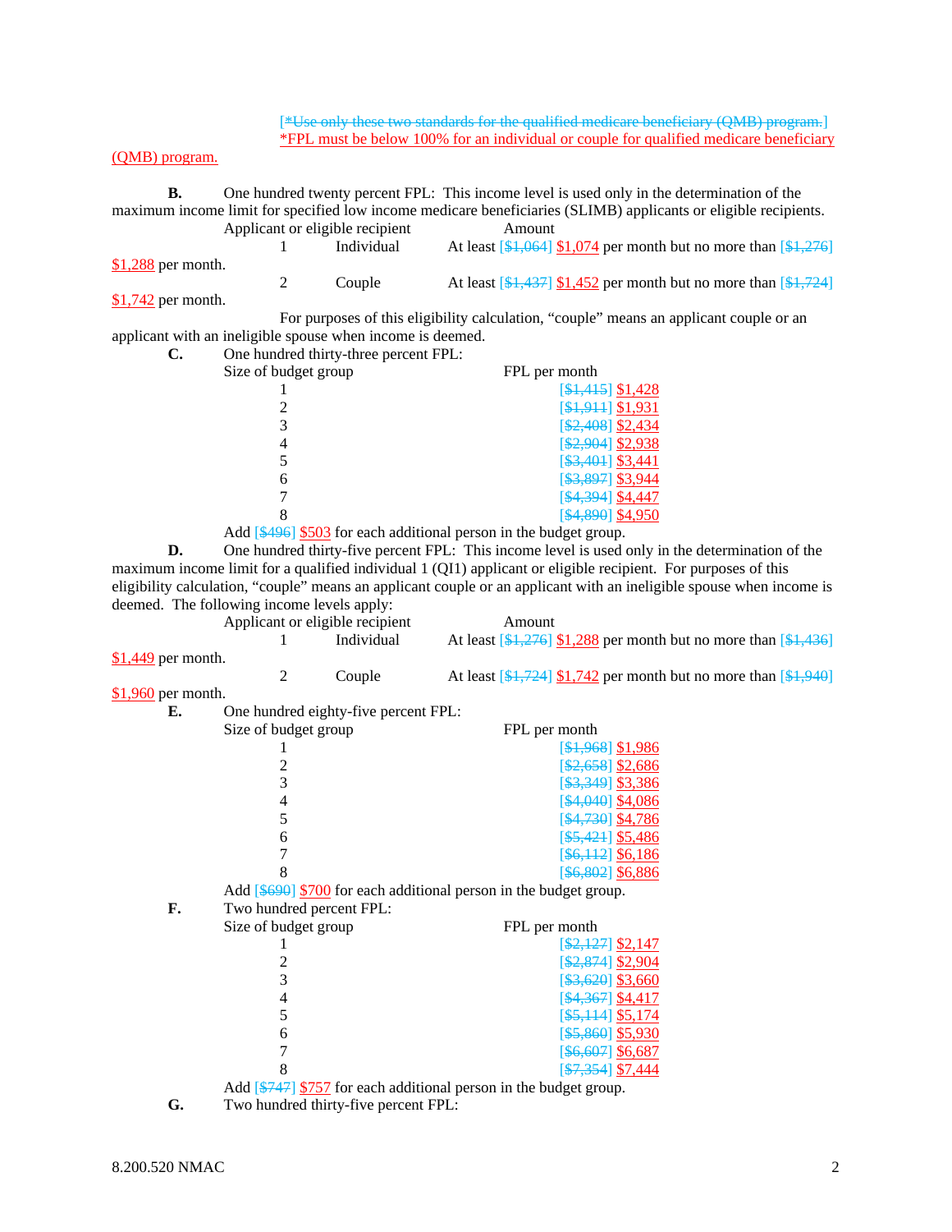[*Use only these two standards for the qualified medicare beneficiary (QMB) program.] *FPL must be below 100% for an individual or couple for qualified medicare beneficiary (QMB) program.

**B.** One hundred twenty percent FPL: This income level is used only in the determination of the maximum income limit for specified low income medicare beneficiaries (SLIMB) applicants or eligible recipients.

| Applicant or eligible recipient | | Amount |
|---|---|---|
| 1 | Individual | At least [$1,064] $1,074 per month but no more than [$1,276] $1,288 per month. |
| 2 | Couple | At least [$1,437] $1,452 per month but no more than [$1,724] $1,742 per month. |

For purposes of this eligibility calculation, "couple" means an applicant couple or an applicant with an ineligible spouse when income is deemed.

**C.** One hundred thirty-three percent FPL:

| Size of budget group | FPL per month |
|---|---|
| 1 | [$1,415] $1,428 |
| 2 | [$1,911] $1,931 |
| 3 | [$2,408] $2,434 |
| 4 | [$2,904] $2,938 |
| 5 | [$3,401] $3,441 |
| 6 | [$3,897] $3,944 |
| 7 | [$4,394] $4,447 |
| 8 | [$4,890] $4,950 |

Add [$496] $503 for each additional person in the budget group.

**D.** One hundred thirty-five percent FPL: This income level is used only in the determination of the maximum income limit for a qualified individual 1 (QI1) applicant or eligible recipient. For purposes of this eligibility calculation, "couple" means an applicant couple or an applicant with an ineligible spouse when income is deemed. The following income levels apply:

| Applicant or eligible recipient | | Amount |
|---|---|---|
| 1 | Individual | At least [$1,276] $1,288 per month but no more than [$1,436] $1,449 per month. |
| 2 | Couple | At least [$1,724] $1,742 per month but no more than [$1,940] $1,960 per month. |

**E.** One hundred eighty-five percent FPL:

| Size of budget group | FPL per month |
|---|---|
| 1 | [$1,968] $1,986 |
| 2 | [$2,658] $2,686 |
| 3 | [$3,349] $3,386 |
| 4 | [$4,040] $4,086 |
| 5 | [$4,730] $4,786 |
| 6 | [$5,421] $5,486 |
| 7 | [$6,112] $6,186 |
| 8 | [$6,802] $6,886 |

Add [$690] $700 for each additional person in the budget group.

**F.** Two hundred percent FPL:

| Size of budget group | FPL per month |
|---|---|
| 1 | [$2,127] $2,147 |
| 2 | [$2,874] $2,904 |
| 3 | [$3,620] $3,660 |
| 4 | [$4,367] $4,417 |
| 5 | [$5,114] $5,174 |
| 6 | [$5,860] $5,930 |
| 7 | [$6,607] $6,687 |
| 8 | [$7,354] $7,444 |

Add [$747] $757 for each additional person in the budget group.

**G.** Two hundred thirty-five percent FPL: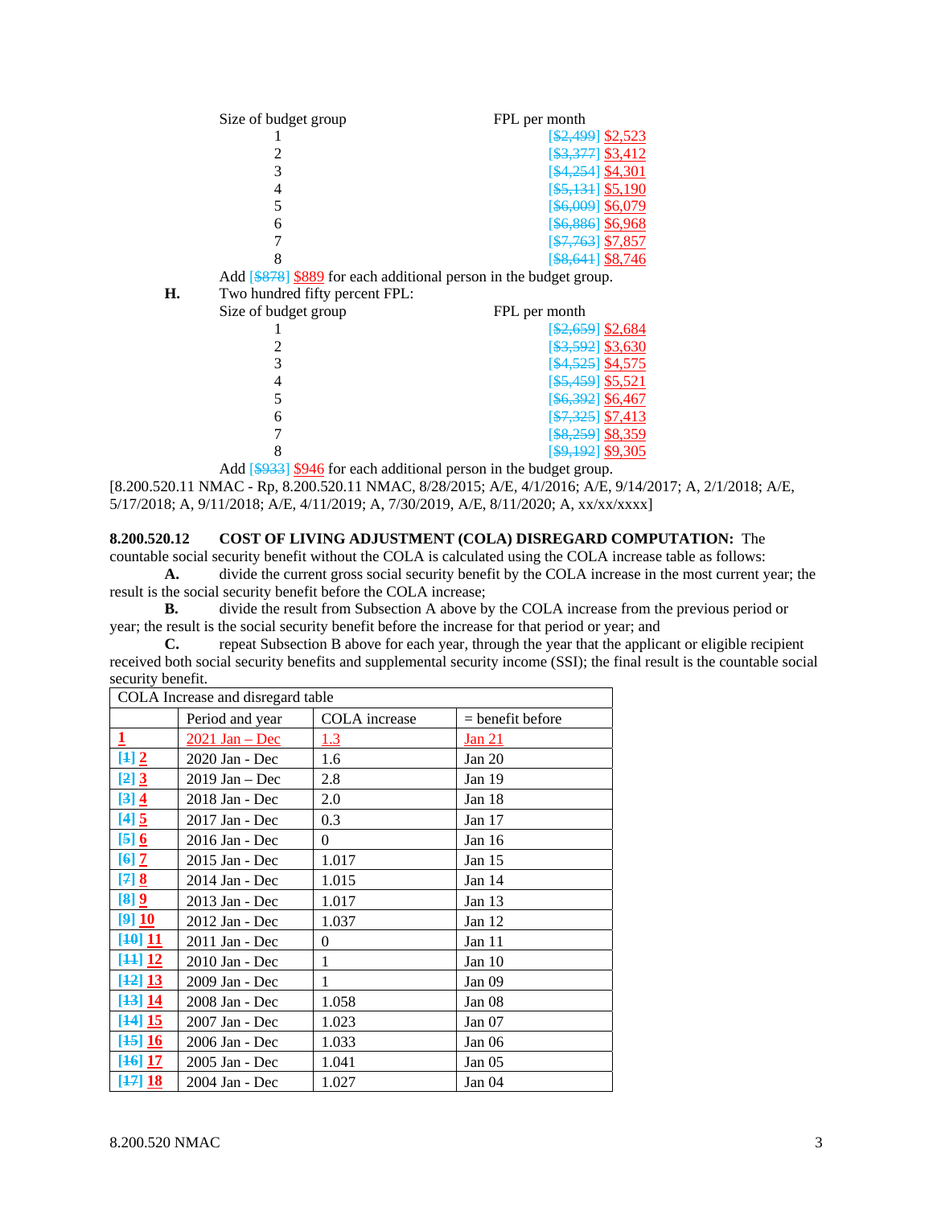| Size of budget group | FPL per month |
|---|---|
| 1 | [~~$2,499~~] $2,523 |
| 2 | [~~$3,377~~] $3,412 |
| 3 | [~~$4,254~~] $4,301 |
| 4 | [~~$5,131~~] $5,190 |
| 5 | [~~$6,009~~] $6,079 |
| 6 | [~~$6,886~~] $6,968 |
| 7 | [~~$7,763~~] $7,857 |
| 8 | [~~$8,641~~] $8,746 |

Add [~~$878~~] $889 for each additional person in the budget group.

**H.** Two hundred fifty percent FPL:

| Size of budget group | FPL per month |
|---|---|
| 1 | [~~$2,659~~] $2,684 |
| 2 | [~~$3,592~~] $3,630 |
| 3 | [~~$4,525~~] $4,575 |
| 4 | [~~$5,459~~] $5,521 |
| 5 | [~~$6,392~~] $6,467 |
| 6 | [~~$7,325~~] $7,413 |
| 7 | [~~$8,259~~] $8,359 |
| 8 | [~~$9,192~~] $9,305 |

Add [~~$933~~] $946 for each additional person in the budget group.

[8.200.520.11 NMAC - Rp, 8.200.520.11 NMAC, 8/28/2015; A/E, 4/1/2016; A/E, 9/14/2017; A, 2/1/2018; A/E, 5/17/2018; A, 9/11/2018; A/E, 4/11/2019; A, 7/30/2019, A/E, 8/11/2020; A, xx/xx/xxxx]

**8.200.520.12 COST OF LIVING ADJUSTMENT (COLA) DISREGARD COMPUTATION:** The countable social security benefit without the COLA is calculated using the COLA increase table as follows:

**A.** divide the current gross social security benefit by the COLA increase in the most current year; the result is the social security benefit before the COLA increase;

**B.** divide the result from Subsection A above by the COLA increase from the previous period or year; the result is the social security benefit before the increase for that period or year; and

**C.** repeat Subsection B above for each year, through the year that the applicant or eligible recipient received both social security benefits and supplemental security income (SSI); the final result is the countable social security benefit.

| COLA Increase and disregard table | | | |
|---|---|---|---|
| | Period and year | COLA increase | = benefit before |
| **1** | 2021 Jan – Dec | 1.3 | Jan 21 |
| **[~~1~~] 2** | 2020 Jan - Dec | 1.6 | Jan 20 |
| **[~~2~~] 3** | 2019 Jan – Dec | 2.8 | Jan 19 |
| **[~~3~~] 4** | 2018 Jan - Dec | 2.0 | Jan 18 |
| **[~~4~~] 5** | 2017 Jan - Dec | 0.3 | Jan 17 |
| **[~~5~~] 6** | 2016 Jan - Dec | 0 | Jan 16 |
| **[~~6~~] 7** | 2015 Jan - Dec | 1.017 | Jan 15 |
| **[~~7~~] 8** | 2014 Jan - Dec | 1.015 | Jan 14 |
| **[~~8~~] 9** | 2013 Jan - Dec | 1.017 | Jan 13 |
| **[~~9~~] 10** | 2012 Jan - Dec | 1.037 | Jan 12 |
| **[~~10~~] 11** | 2011 Jan - Dec | 0 | Jan 11 |
| **[~~11~~] 12** | 2010 Jan - Dec | 1 | Jan 10 |
| **[~~12~~] 13** | 2009 Jan - Dec | 1 | Jan 09 |
| **[~~13~~] 14** | 2008 Jan - Dec | 1.058 | Jan 08 |
| **[~~14~~] 15** | 2007 Jan - Dec | 1.023 | Jan 07 |
| **[~~15~~] 16** | 2006 Jan - Dec | 1.033 | Jan 06 |
| **[~~16~~] 17** | 2005 Jan - Dec | 1.041 | Jan 05 |
| **[~~17~~] 18** | 2004 Jan - Dec | 1.027 | Jan 04 |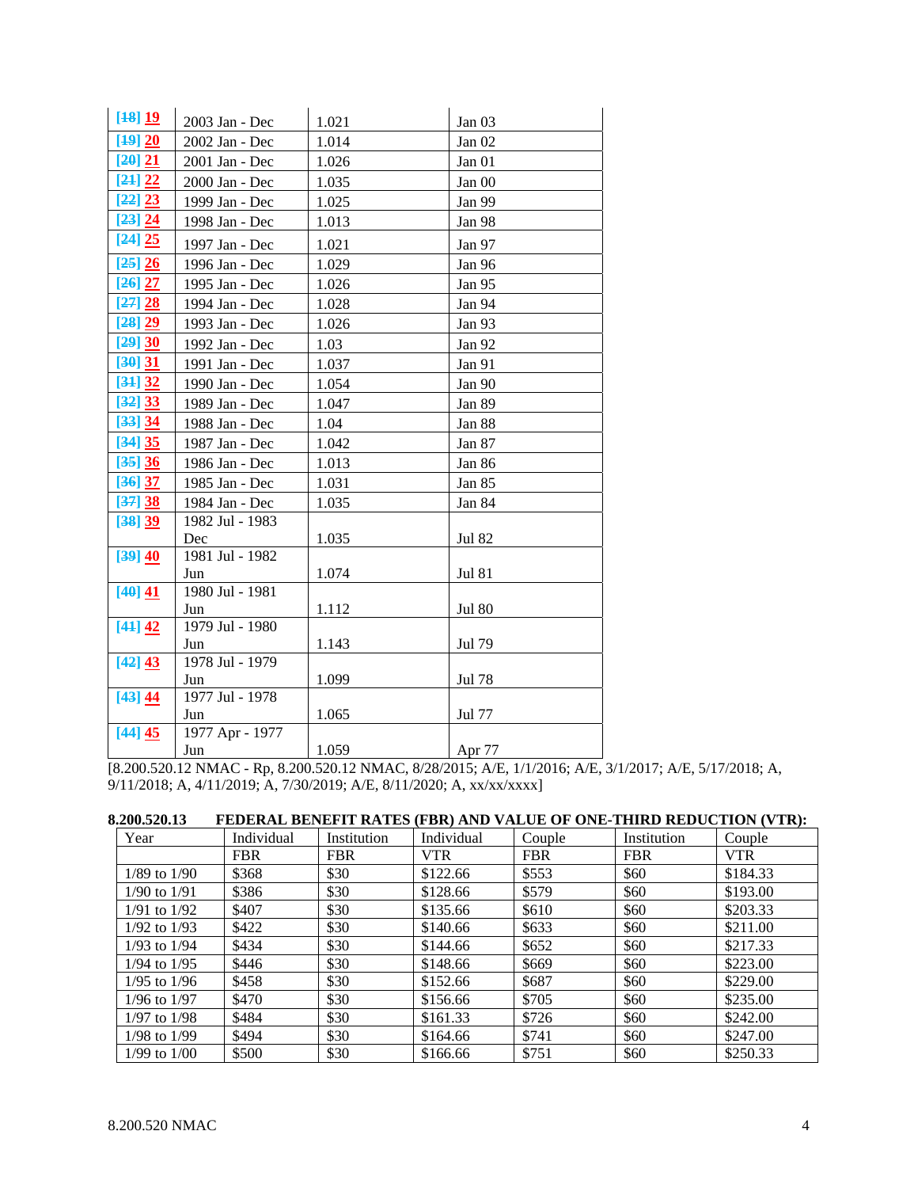| | | | |
|---|---|---|---|
| [18] 19 | 2003 Jan - Dec | 1.021 | Jan 03 |
| [19] 20 | 2002 Jan - Dec | 1.014 | Jan 02 |
| [20] 21 | 2001 Jan - Dec | 1.026 | Jan 01 |
| [21] 22 | 2000 Jan - Dec | 1.035 | Jan 00 |
| [22] 23 | 1999 Jan - Dec | 1.025 | Jan 99 |
| [23] 24 | 1998 Jan - Dec | 1.013 | Jan 98 |
| [24] 25 | 1997 Jan - Dec | 1.021 | Jan 97 |
| [25] 26 | 1996 Jan - Dec | 1.029 | Jan 96 |
| [26] 27 | 1995 Jan - Dec | 1.026 | Jan 95 |
| [27] 28 | 1994 Jan - Dec | 1.028 | Jan 94 |
| [28] 29 | 1993 Jan - Dec | 1.026 | Jan 93 |
| [29] 30 | 1992 Jan - Dec | 1.03 | Jan 92 |
| [30] 31 | 1991 Jan - Dec | 1.037 | Jan 91 |
| [31] 32 | 1990 Jan - Dec | 1.054 | Jan 90 |
| [32] 33 | 1989 Jan - Dec | 1.047 | Jan 89 |
| [33] 34 | 1988 Jan - Dec | 1.04 | Jan 88 |
| [34] 35 | 1987 Jan - Dec | 1.042 | Jan 87 |
| [35] 36 | 1986 Jan - Dec | 1.013 | Jan 86 |
| [36] 37 | 1985 Jan - Dec | 1.031 | Jan 85 |
| [37] 38 | 1984 Jan - Dec | 1.035 | Jan 84 |
| [38] 39 | 1982 Jul - 1983 Dec | 1.035 | Jul 82 |
| [39] 40 | 1981 Jul - 1982 Jun | 1.074 | Jul 81 |
| [40] 41 | 1980 Jul - 1981 Jun | 1.112 | Jul 80 |
| [41] 42 | 1979 Jul - 1980 Jun | 1.143 | Jul 79 |
| [42] 43 | 1978 Jul - 1979 Jun | 1.099 | Jul 78 |
| [43] 44 | 1977 Jul - 1978 Jun | 1.065 | Jul 77 |
| [44] 45 | 1977 Apr - 1977 Jun | 1.059 | Apr 77 |

[8.200.520.12 NMAC - Rp, 8.200.520.12 NMAC, 8/28/2015; A/E, 1/1/2016; A/E, 3/1/2017; A/E, 5/17/2018; A, 9/11/2018; A, 4/11/2019; A, 7/30/2019; A/E, 8/11/2020; A, xx/xx/xxxx]

**8.200.520.13 FEDERAL BENEFIT RATES (FBR) AND VALUE OF ONE-THIRD REDUCTION (VTR):**

| Year | Individual FBR | Institution FBR | Individual VTR | Couple FBR | Institution FBR | Couple VTR |
|---|---|---|---|---|---|---|
| 1/89 to 1/90 | $368 | $30 | $122.66 | $553 | $60 | $184.33 |
| 1/90 to 1/91 | $386 | $30 | $128.66 | $579 | $60 | $193.00 |
| 1/91 to 1/92 | $407 | $30 | $135.66 | $610 | $60 | $203.33 |
| 1/92 to 1/93 | $422 | $30 | $140.66 | $633 | $60 | $211.00 |
| 1/93 to 1/94 | $434 | $30 | $144.66 | $652 | $60 | $217.33 |
| 1/94 to 1/95 | $446 | $30 | $148.66 | $669 | $60 | $223.00 |
| 1/95 to 1/96 | $458 | $30 | $152.66 | $687 | $60 | $229.00 |
| 1/96 to 1/97 | $470 | $30 | $156.66 | $705 | $60 | $235.00 |
| 1/97 to 1/98 | $484 | $30 | $161.33 | $726 | $60 | $242.00 |
| 1/98 to 1/99 | $494 | $30 | $164.66 | $741 | $60 | $247.00 |
| 1/99 to 1/00 | $500 | $30 | $166.66 | $751 | $60 | $250.33 |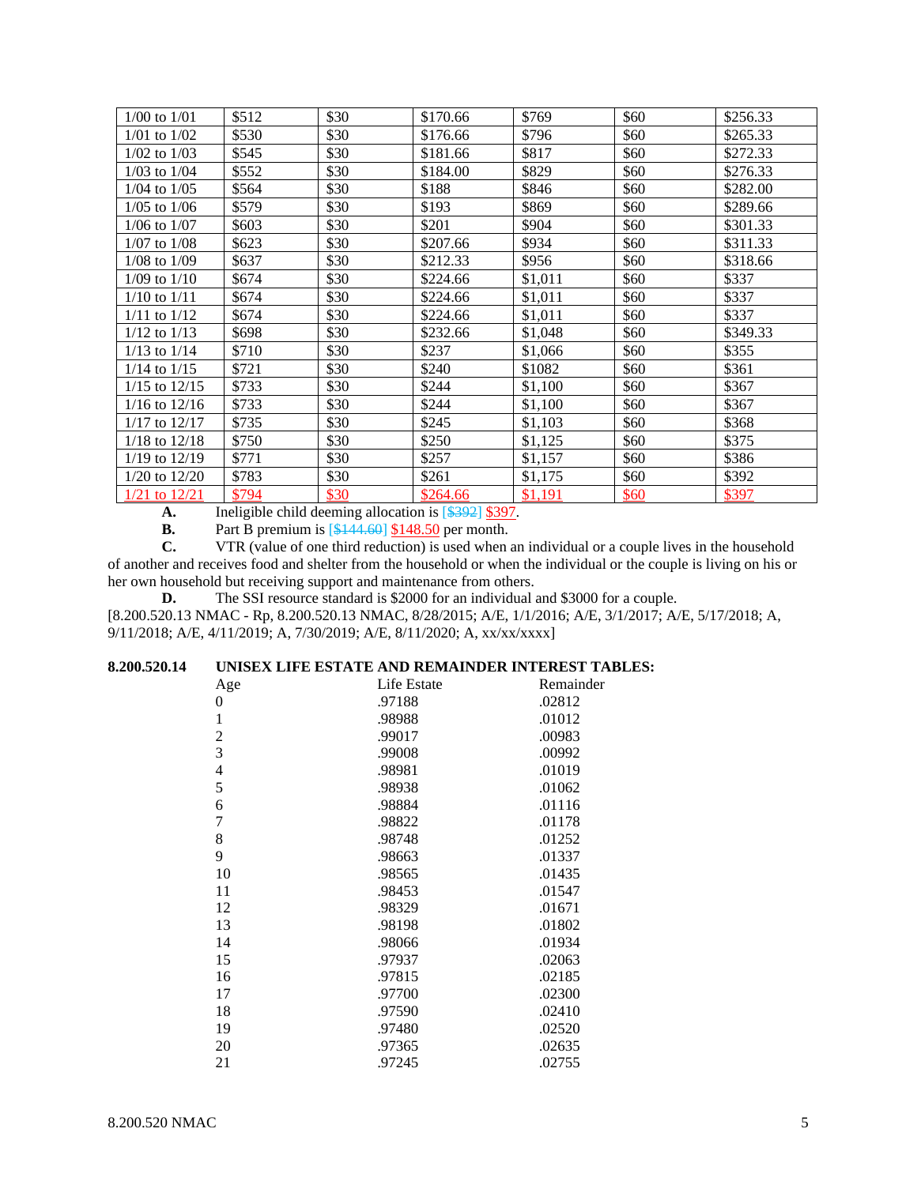| | | | | | | |
|---|---|---|---|---|---|---|
| 1/00 to 1/01 | $512 | $30 | $170.66 | $769 | $60 | $256.33 |
| 1/01 to 1/02 | $530 | $30 | $176.66 | $796 | $60 | $265.33 |
| 1/02 to 1/03 | $545 | $30 | $181.66 | $817 | $60 | $272.33 |
| 1/03 to 1/04 | $552 | $30 | $184.00 | $829 | $60 | $276.33 |
| 1/04 to 1/05 | $564 | $30 | $188 | $846 | $60 | $282.00 |
| 1/05 to 1/06 | $579 | $30 | $193 | $869 | $60 | $289.66 |
| 1/06 to 1/07 | $603 | $30 | $201 | $904 | $60 | $301.33 |
| 1/07 to 1/08 | $623 | $30 | $207.66 | $934 | $60 | $311.33 |
| 1/08 to 1/09 | $637 | $30 | $212.33 | $956 | $60 | $318.66 |
| 1/09 to 1/10 | $674 | $30 | $224.66 | $1,011 | $60 | $337 |
| 1/10 to 1/11 | $674 | $30 | $224.66 | $1,011 | $60 | $337 |
| 1/11 to 1/12 | $674 | $30 | $224.66 | $1,011 | $60 | $337 |
| 1/12 to 1/13 | $698 | $30 | $232.66 | $1,048 | $60 | $349.33 |
| 1/13 to 1/14 | $710 | $30 | $237 | $1,066 | $60 | $355 |
| 1/14 to 1/15 | $721 | $30 | $240 | $1082 | $60 | $361 |
| 1/15 to 12/15 | $733 | $30 | $244 | $1,100 | $60 | $367 |
| 1/16 to 12/16 | $733 | $30 | $244 | $1,100 | $60 | $367 |
| 1/17 to 12/17 | $735 | $30 | $245 | $1,103 | $60 | $368 |
| 1/18 to 12/18 | $750 | $30 | $250 | $1,125 | $60 | $375 |
| 1/19 to 12/19 | $771 | $30 | $257 | $1,157 | $60 | $386 |
| 1/20 to 12/20 | $783 | $30 | $261 | $1,175 | $60 | $392 |
| 1/21 to 12/21 | $794 | $30 | $264.66 | $1,191 | $60 | $397 |

**A.** Ineligible child deeming allocation is [$392] $397.

**B.** Part B premium is [$144.60] $148.50 per month.

**C.** VTR (value of one third reduction) is used when an individual or a couple lives in the household of another and receives food and shelter from the household or when the individual or the couple is living on his or her own household but receiving support and maintenance from others.

**D.** The SSI resource standard is $2000 for an individual and $3000 for a couple.

[8.200.520.13 NMAC - Rp, 8.200.520.13 NMAC, 8/28/2015; A/E, 1/1/2016; A/E, 3/1/2017; A/E, 5/17/2018; A, 9/11/2018; A/E, 4/11/2019; A, 7/30/2019; A/E, 8/11/2020; A, xx/xx/xxxx]

**8.200.520.14 UNISEX LIFE ESTATE AND REMAINDER INTEREST TABLES:**

| Age | Life Estate | Remainder |
|---|---|---|
| 0 | .97188 | .02812 |
| 1 | .98988 | .01012 |
| 2 | .99017 | .00983 |
| 3 | .99008 | .00992 |
| 4 | .98981 | .01019 |
| 5 | .98938 | .01062 |
| 6 | .98884 | .01116 |
| 7 | .98822 | .01178 |
| 8 | .98748 | .01252 |
| 9 | .98663 | .01337 |
| 10 | .98565 | .01435 |
| 11 | .98453 | .01547 |
| 12 | .98329 | .01671 |
| 13 | .98198 | .01802 |
| 14 | .98066 | .01934 |
| 15 | .97937 | .02063 |
| 16 | .97815 | .02185 |
| 17 | .97700 | .02300 |
| 18 | .97590 | .02410 |
| 19 | .97480 | .02520 |
| 20 | .97365 | .02635 |
| 21 | .97245 | .02755 |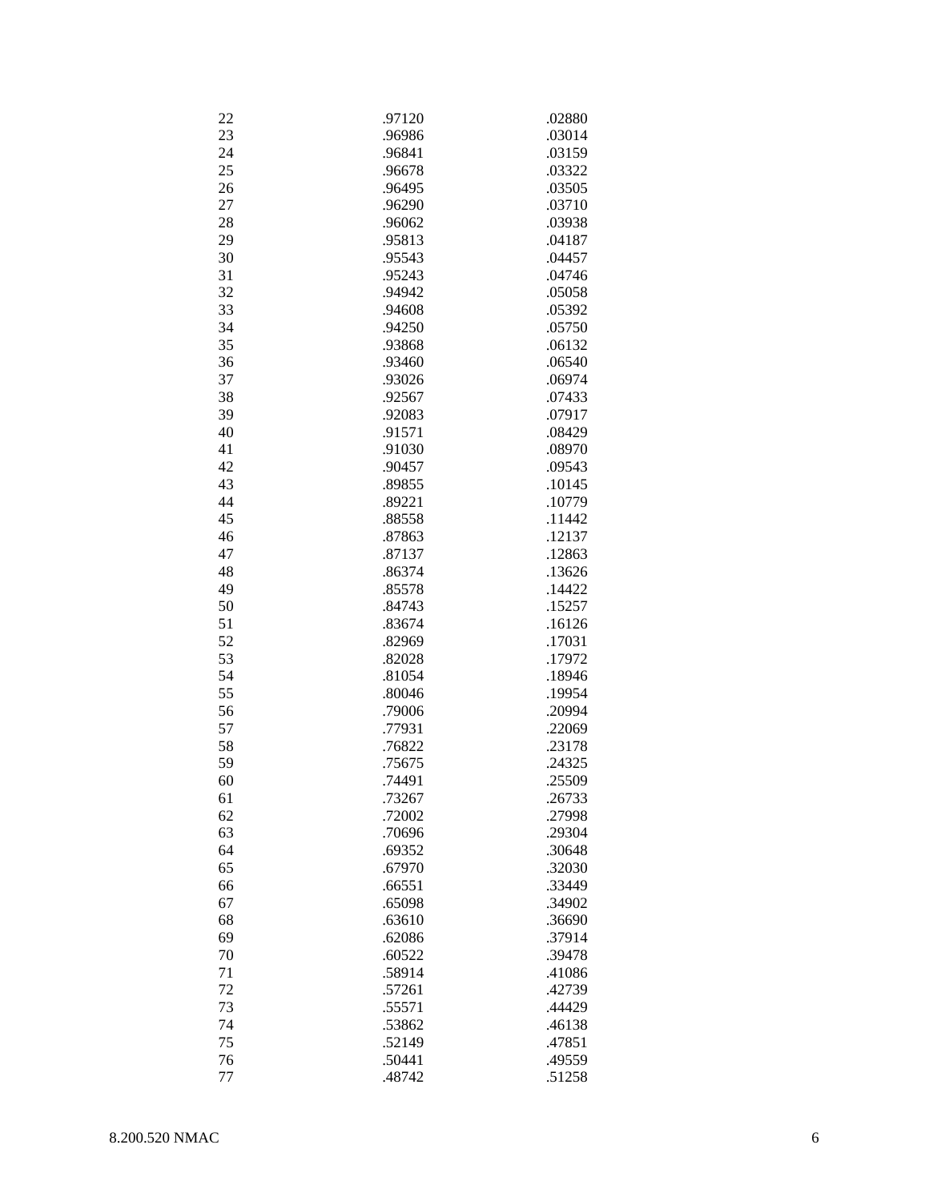| | | |
|---|---|---|
| 22 | .97120 | .02880 |
| 23 | .96986 | .03014 |
| 24 | .96841 | .03159 |
| 25 | .96678 | .03322 |
| 26 | .96495 | .03505 |
| 27 | .96290 | .03710 |
| 28 | .96062 | .03938 |
| 29 | .95813 | .04187 |
| 30 | .95543 | .04457 |
| 31 | .95243 | .04746 |
| 32 | .94942 | .05058 |
| 33 | .94608 | .05392 |
| 34 | .94250 | .05750 |
| 35 | .93868 | .06132 |
| 36 | .93460 | .06540 |
| 37 | .93026 | .06974 |
| 38 | .92567 | .07433 |
| 39 | .92083 | .07917 |
| 40 | .91571 | .08429 |
| 41 | .91030 | .08970 |
| 42 | .90457 | .09543 |
| 43 | .89855 | .10145 |
| 44 | .89221 | .10779 |
| 45 | .88558 | .11442 |
| 46 | .87863 | .12137 |
| 47 | .87137 | .12863 |
| 48 | .86374 | .13626 |
| 49 | .85578 | .14422 |
| 50 | .84743 | .15257 |
| 51 | .83674 | .16126 |
| 52 | .82969 | .17031 |
| 53 | .82028 | .17972 |
| 54 | .81054 | .18946 |
| 55 | .80046 | .19954 |
| 56 | .79006 | .20994 |
| 57 | .77931 | .22069 |
| 58 | .76822 | .23178 |
| 59 | .75675 | .24325 |
| 60 | .74491 | .25509 |
| 61 | .73267 | .26733 |
| 62 | .72002 | .27998 |
| 63 | .70696 | .29304 |
| 64 | .69352 | .30648 |
| 65 | .67970 | .32030 |
| 66 | .66551 | .33449 |
| 67 | .65098 | .34902 |
| 68 | .63610 | .36690 |
| 69 | .62086 | .37914 |
| 70 | .60522 | .39478 |
| 71 | .58914 | .41086 |
| 72 | .57261 | .42739 |
| 73 | .55571 | .44429 |
| 74 | .53862 | .46138 |
| 75 | .52149 | .47851 |
| 76 | .50441 | .49559 |
| 77 | .48742 | .51258 |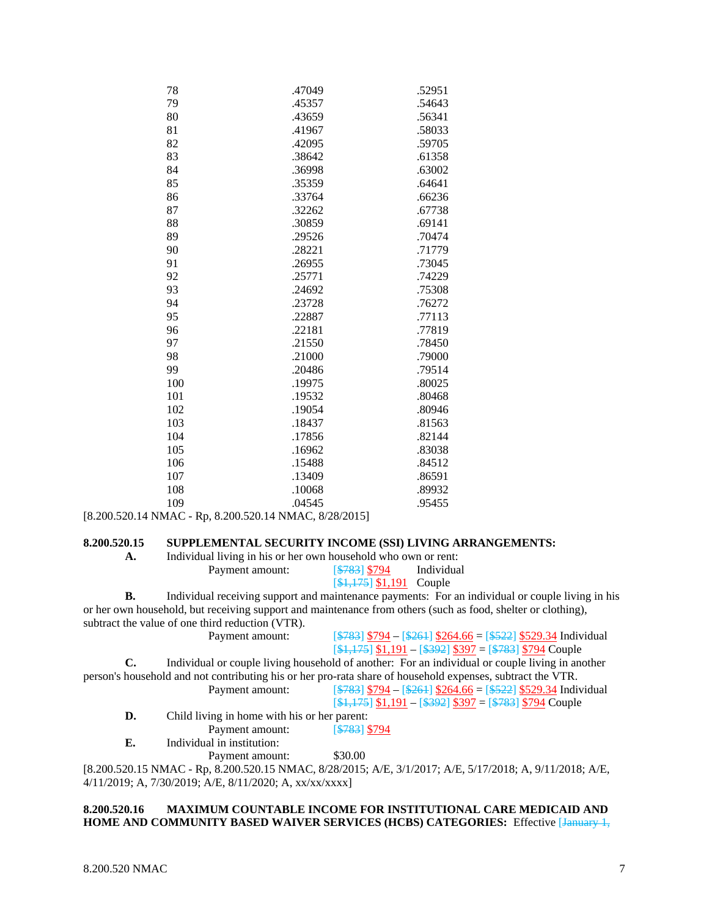| | | |
|---|---|---|
| 78 | .47049 | .52951 |
| 79 | .45357 | .54643 |
| 80 | .43659 | .56341 |
| 81 | .41967 | .58033 |
| 82 | .42095 | .59705 |
| 83 | .38642 | .61358 |
| 84 | .36998 | .63002 |
| 85 | .35359 | .64641 |
| 86 | .33764 | .66236 |
| 87 | .32262 | .67738 |
| 88 | .30859 | .69141 |
| 89 | .29526 | .70474 |
| 90 | .28221 | .71779 |
| 91 | .26955 | .73045 |
| 92 | .25771 | .74229 |
| 93 | .24692 | .75308 |
| 94 | .23728 | .76272 |
| 95 | .22887 | .77113 |
| 96 | .22181 | .77819 |
| 97 | .21550 | .78450 |
| 98 | .21000 | .79000 |
| 99 | .20486 | .79514 |
| 100 | .19975 | .80025 |
| 101 | .19532 | .80468 |
| 102 | .19054 | .80946 |
| 103 | .18437 | .81563 |
| 104 | .17856 | .82144 |
| 105 | .16962 | .83038 |
| 106 | .15488 | .84512 |
| 107 | .13409 | .86591 |
| 108 | .10068 | .89932 |
| 109 | .04545 | .95455 |

[8.200.520.14 NMAC - Rp, 8.200.520.14 NMAC, 8/28/2015]

**8.200.520.15 SUPPLEMENTAL SECURITY INCOME (SSI) LIVING ARRANGEMENTS:**

**A.** Individual living in his or her own household who own or rent:

Payment amount: [~~$783~~] $794 Individual
[~~$1,175~~] $1,191 Couple

**B.** Individual receiving support and maintenance payments: For an individual or couple living in his or her own household, but receiving support and maintenance from others (such as food, shelter or clothing), subtract the value of one third reduction (VTR).

Payment amount: [~~$783~~] $794 – [~~$261~~] $264.66 = [~~$522~~] $529.34 Individual
[~~$1,175~~] $1,191 – [~~$392~~] $397 = [~~$783~~] $794 Couple

**C.** Individual or couple living household of another: For an individual or couple living in another person's household and not contributing his or her pro-rata share of household expenses, subtract the VTR.

Payment amount: [~~$783~~] $794 – [~~$261~~] $264.66 = [~~$522~~] $529.34 Individual
[~~$1,175~~] $1,191 – [~~$392~~] $397 = [~~$783~~] $794 Couple

**D.** Child living in home with his or her parent:

Payment amount: [~~$783~~] $794

**E.** Individual in institution:

Payment amount: $30.00

[8.200.520.15 NMAC - Rp, 8.200.520.15 NMAC, 8/28/2015; A/E, 3/1/2017; A/E, 5/17/2018; A, 9/11/2018; A/E, 4/11/2019; A, 7/30/2019; A/E, 8/11/2020; A, xx/xx/xxxx]

**8.200.520.16 MAXIMUM COUNTABLE INCOME FOR INSTITUTIONAL CARE MEDICAID AND HOME AND COMMUNITY BASED WAIVER SERVICES (HCBS) CATEGORIES:** Effective [~~January 1,~~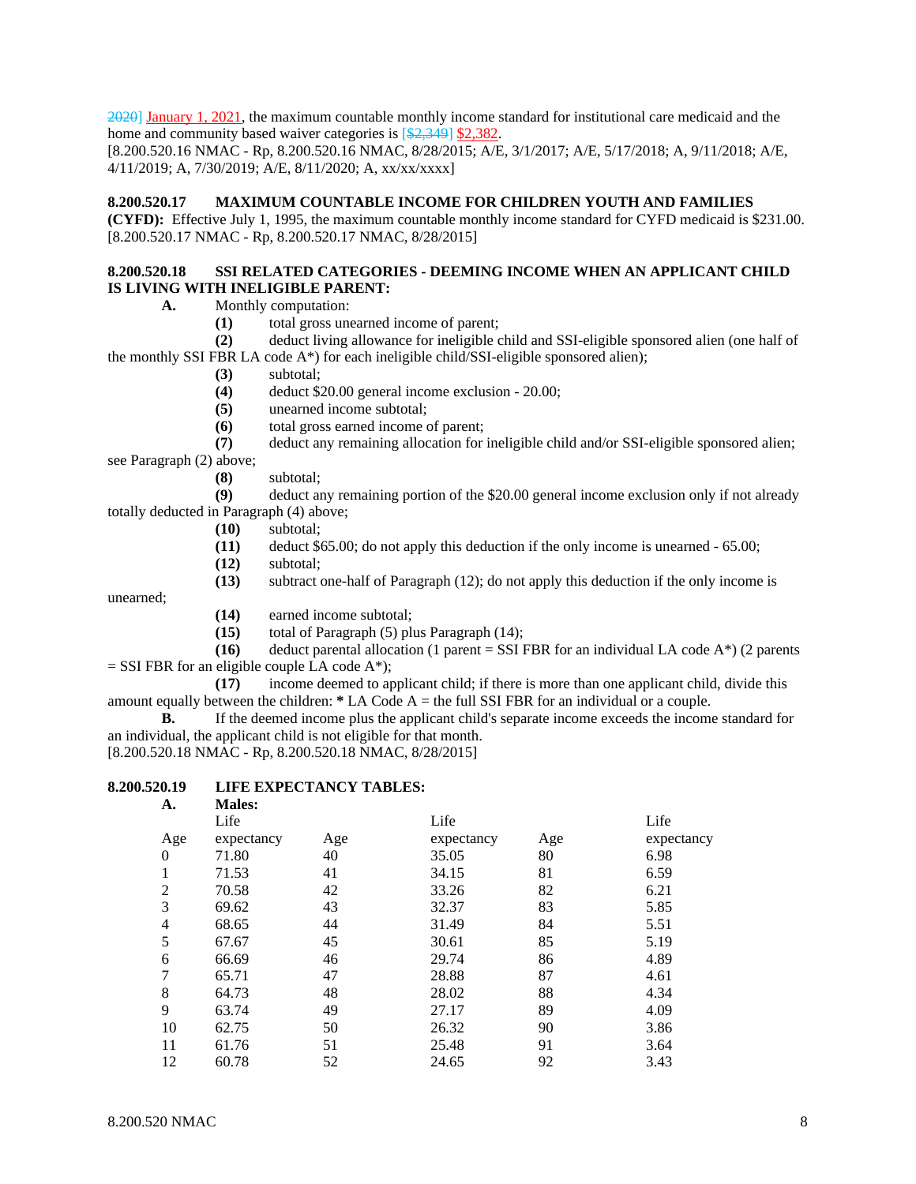2020] January 1, 2021, the maximum countable monthly income standard for institutional care medicaid and the home and community based waiver categories is [$2,349] $2,382.
[8.200.520.16 NMAC - Rp, 8.200.520.16 NMAC, 8/28/2015; A/E, 3/1/2017; A/E, 5/17/2018; A, 9/11/2018; A/E, 4/11/2019; A, 7/30/2019; A/E, 8/11/2020; A, xx/xx/xxxx]

**8.200.520.17 MAXIMUM COUNTABLE INCOME FOR CHILDREN YOUTH AND FAMILIES (CYFD):** Effective July 1, 1995, the maximum countable monthly income standard for CYFD medicaid is $231.00.
[8.200.520.17 NMAC - Rp, 8.200.520.17 NMAC, 8/28/2015]

**8.200.520.18 SSI RELATED CATEGORIES - DEEMING INCOME WHEN AN APPLICANT CHILD IS LIVING WITH INELIGIBLE PARENT:**

**A.** Monthly computation:

**(1)** total gross unearned income of parent;

**(2)** deduct living allowance for ineligible child and SSI-eligible sponsored alien (one half of the monthly SSI FBR LA code A*) for each ineligible child/SSI-eligible sponsored alien);

**(3)** subtotal;

**(4)** deduct $20.00 general income exclusion - 20.00;

**(5)** unearned income subtotal;

**(6)** total gross earned income of parent;

**(7)** deduct any remaining allocation for ineligible child and/or SSI-eligible sponsored alien; see Paragraph (2) above;

**(8)** subtotal;

**(9)** deduct any remaining portion of the $20.00 general income exclusion only if not already totally deducted in Paragraph (4) above;

**(10)** subtotal;

**(11)** deduct $65.00; do not apply this deduction if the only income is unearned - 65.00;

**(12)** subtotal;

**(13)** subtract one-half of Paragraph (12); do not apply this deduction if the only income is unearned;

**(14)** earned income subtotal;

**(15)** total of Paragraph (5) plus Paragraph (14);

**(16)** deduct parental allocation (1 parent = SSI FBR for an individual LA code A*) (2 parents = SSI FBR for an eligible couple LA code A*);

**(17)** income deemed to applicant child; if there is more than one applicant child, divide this amount equally between the children: **\*** LA Code A = the full SSI FBR for an individual or a couple.

**B.** If the deemed income plus the applicant child's separate income exceeds the income standard for an individual, the applicant child is not eligible for that month.
[8.200.520.18 NMAC - Rp, 8.200.520.18 NMAC, 8/28/2015]

**8.200.520.19 LIFE EXPECTANCY TABLES:**

**A. Males:**

| Age | Life expectancy | Age | Life expectancy | Age | Life expectancy |
|---|---|---|---|---|---|
| 0 | 71.80 | 40 | 35.05 | 80 | 6.98 |
| 1 | 71.53 | 41 | 34.15 | 81 | 6.59 |
| 2 | 70.58 | 42 | 33.26 | 82 | 6.21 |
| 3 | 69.62 | 43 | 32.37 | 83 | 5.85 |
| 4 | 68.65 | 44 | 31.49 | 84 | 5.51 |
| 5 | 67.67 | 45 | 30.61 | 85 | 5.19 |
| 6 | 66.69 | 46 | 29.74 | 86 | 4.89 |
| 7 | 65.71 | 47 | 28.88 | 87 | 4.61 |
| 8 | 64.73 | 48 | 28.02 | 88 | 4.34 |
| 9 | 63.74 | 49 | 27.17 | 89 | 4.09 |
| 10 | 62.75 | 50 | 26.32 | 90 | 3.86 |
| 11 | 61.76 | 51 | 25.48 | 91 | 3.64 |
| 12 | 60.78 | 52 | 24.65 | 92 | 3.43 |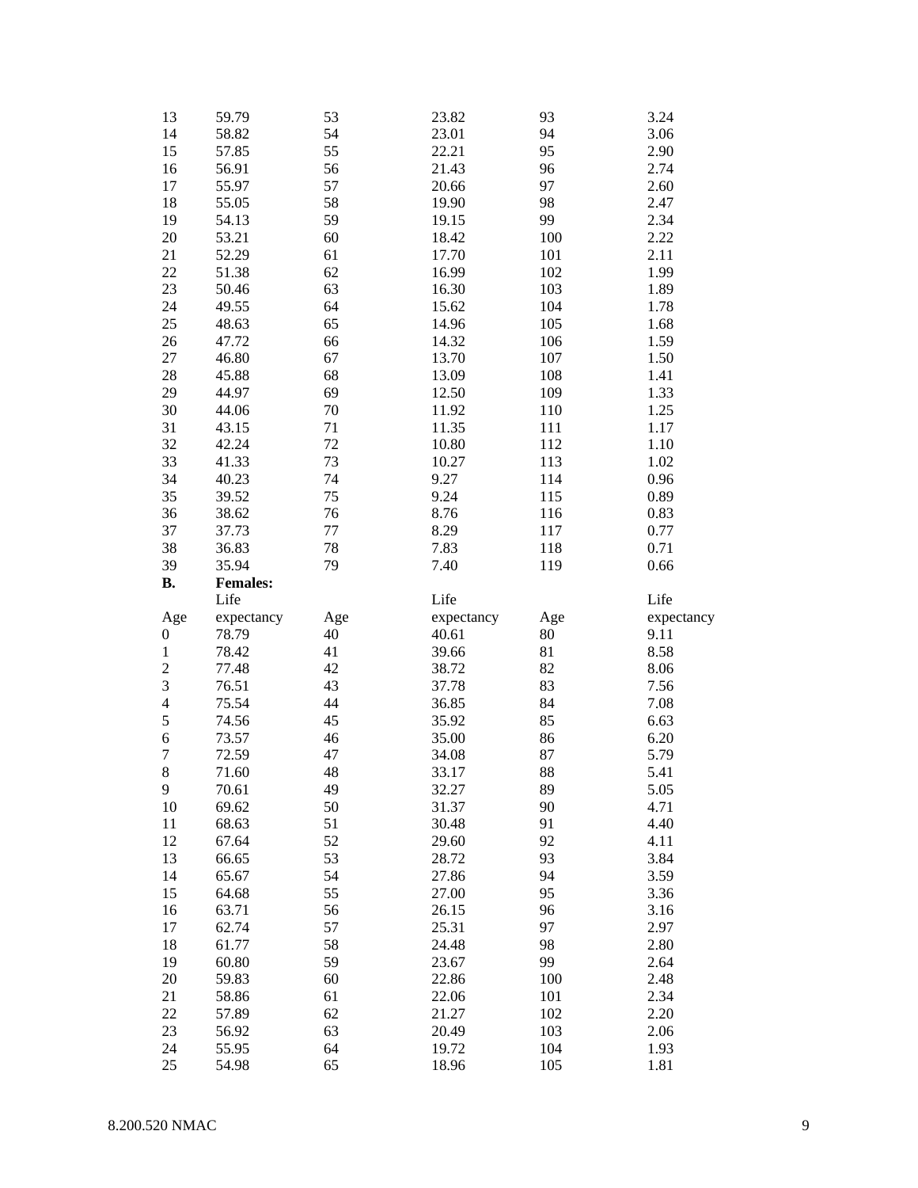| | | | | | |
|---|---|---|---|---|---|
| 13 | 59.79 | 53 | 23.82 | 93 | 3.24 |
| 14 | 58.82 | 54 | 23.01 | 94 | 3.06 |
| 15 | 57.85 | 55 | 22.21 | 95 | 2.90 |
| 16 | 56.91 | 56 | 21.43 | 96 | 2.74 |
| 17 | 55.97 | 57 | 20.66 | 97 | 2.60 |
| 18 | 55.05 | 58 | 19.90 | 98 | 2.47 |
| 19 | 54.13 | 59 | 19.15 | 99 | 2.34 |
| 20 | 53.21 | 60 | 18.42 | 100 | 2.22 |
| 21 | 52.29 | 61 | 17.70 | 101 | 2.11 |
| 22 | 51.38 | 62 | 16.99 | 102 | 1.99 |
| 23 | 50.46 | 63 | 16.30 | 103 | 1.89 |
| 24 | 49.55 | 64 | 15.62 | 104 | 1.78 |
| 25 | 48.63 | 65 | 14.96 | 105 | 1.68 |
| 26 | 47.72 | 66 | 14.32 | 106 | 1.59 |
| 27 | 46.80 | 67 | 13.70 | 107 | 1.50 |
| 28 | 45.88 | 68 | 13.09 | 108 | 1.41 |
| 29 | 44.97 | 69 | 12.50 | 109 | 1.33 |
| 30 | 44.06 | 70 | 11.92 | 110 | 1.25 |
| 31 | 43.15 | 71 | 11.35 | 111 | 1.17 |
| 32 | 42.24 | 72 | 10.80 | 112 | 1.10 |
| 33 | 41.33 | 73 | 10.27 | 113 | 1.02 |
| 34 | 40.23 | 74 | 9.27 | 114 | 0.96 |
| 35 | 39.52 | 75 | 9.24 | 115 | 0.89 |
| 36 | 38.62 | 76 | 8.76 | 116 | 0.83 |
| 37 | 37.73 | 77 | 8.29 | 117 | 0.77 |
| 38 | 36.83 | 78 | 7.83 | 118 | 0.71 |
| 39 | 35.94 | 79 | 7.40 | 119 | 0.66 |

**B.** **Females:**

| Age | Life expectancy | Age | Life expectancy | Age | Life expectancy |
|---|---|---|---|---|---|
| 0 | 78.79 | 40 | 40.61 | 80 | 9.11 |
| 1 | 78.42 | 41 | 39.66 | 81 | 8.58 |
| 2 | 77.48 | 42 | 38.72 | 82 | 8.06 |
| 3 | 76.51 | 43 | 37.78 | 83 | 7.56 |
| 4 | 75.54 | 44 | 36.85 | 84 | 7.08 |
| 5 | 74.56 | 45 | 35.92 | 85 | 6.63 |
| 6 | 73.57 | 46 | 35.00 | 86 | 6.20 |
| 7 | 72.59 | 47 | 34.08 | 87 | 5.79 |
| 8 | 71.60 | 48 | 33.17 | 88 | 5.41 |
| 9 | 70.61 | 49 | 32.27 | 89 | 5.05 |
| 10 | 69.62 | 50 | 31.37 | 90 | 4.71 |
| 11 | 68.63 | 51 | 30.48 | 91 | 4.40 |
| 12 | 67.64 | 52 | 29.60 | 92 | 4.11 |
| 13 | 66.65 | 53 | 28.72 | 93 | 3.84 |
| 14 | 65.67 | 54 | 27.86 | 94 | 3.59 |
| 15 | 64.68 | 55 | 27.00 | 95 | 3.36 |
| 16 | 63.71 | 56 | 26.15 | 96 | 3.16 |
| 17 | 62.74 | 57 | 25.31 | 97 | 2.97 |
| 18 | 61.77 | 58 | 24.48 | 98 | 2.80 |
| 19 | 60.80 | 59 | 23.67 | 99 | 2.64 |
| 20 | 59.83 | 60 | 22.86 | 100 | 2.48 |
| 21 | 58.86 | 61 | 22.06 | 101 | 2.34 |
| 22 | 57.89 | 62 | 21.27 | 102 | 2.20 |
| 23 | 56.92 | 63 | 20.49 | 103 | 2.06 |
| 24 | 55.95 | 64 | 19.72 | 104 | 1.93 |
| 25 | 54.98 | 65 | 18.96 | 105 | 1.81 |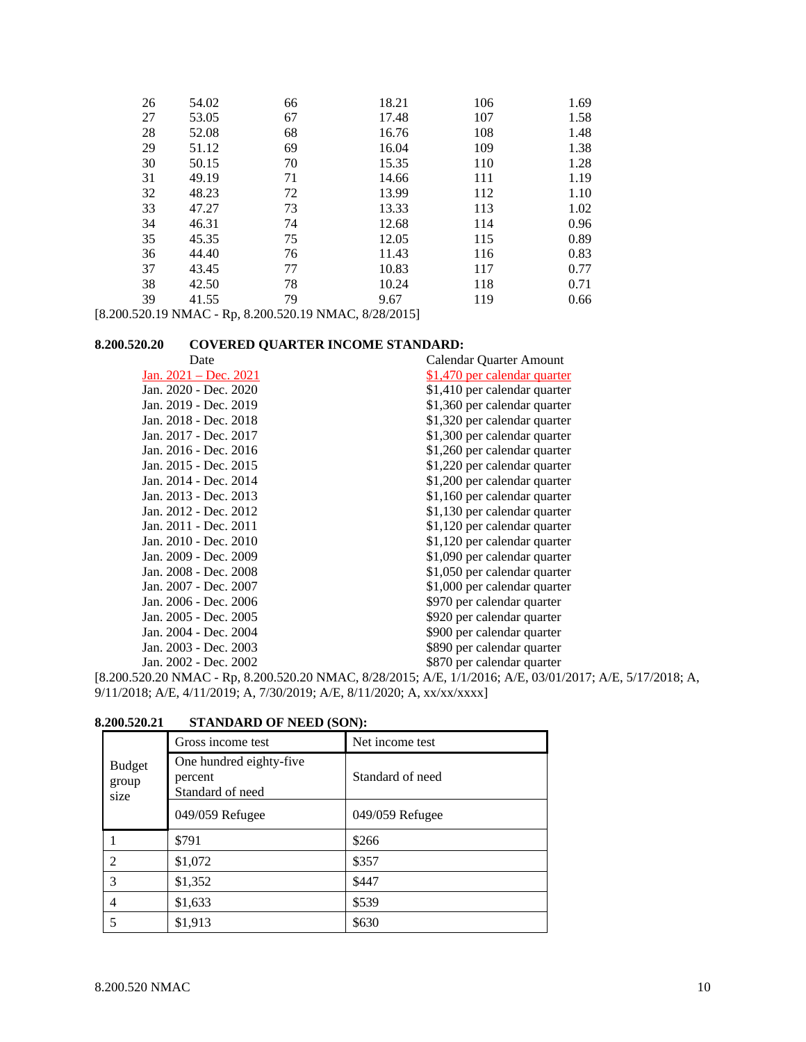| | | | | | |
|---|---|---|---|---|---|
| 26 | 54.02 | 66 | 18.21 | 106 | 1.69 |
| 27 | 53.05 | 67 | 17.48 | 107 | 1.58 |
| 28 | 52.08 | 68 | 16.76 | 108 | 1.48 |
| 29 | 51.12 | 69 | 16.04 | 109 | 1.38 |
| 30 | 50.15 | 70 | 15.35 | 110 | 1.28 |
| 31 | 49.19 | 71 | 14.66 | 111 | 1.19 |
| 32 | 48.23 | 72 | 13.99 | 112 | 1.10 |
| 33 | 47.27 | 73 | 13.33 | 113 | 1.02 |
| 34 | 46.31 | 74 | 12.68 | 114 | 0.96 |
| 35 | 45.35 | 75 | 12.05 | 115 | 0.89 |
| 36 | 44.40 | 76 | 11.43 | 116 | 0.83 |
| 37 | 43.45 | 77 | 10.83 | 117 | 0.77 |
| 38 | 42.50 | 78 | 10.24 | 118 | 0.71 |
| 39 | 41.55 | 79 | 9.67 | 119 | 0.66 |

[8.200.520.19 NMAC - Rp, 8.200.520.19 NMAC, 8/28/2015]

**8.200.520.20 COVERED QUARTER INCOME STANDARD:**

| Date | Calendar Quarter Amount |
|---|---|
| Jan. 2021 – Dec. 2021 | $1,470 per calendar quarter |
| Jan. 2020 - Dec. 2020 | $1,410 per calendar quarter |
| Jan. 2019 - Dec. 2019 | $1,360 per calendar quarter |
| Jan. 2018 - Dec. 2018 | $1,320 per calendar quarter |
| Jan. 2017 - Dec. 2017 | $1,300 per calendar quarter |
| Jan. 2016 - Dec. 2016 | $1,260 per calendar quarter |
| Jan. 2015 - Dec. 2015 | $1,220 per calendar quarter |
| Jan. 2014 - Dec. 2014 | $1,200 per calendar quarter |
| Jan. 2013 - Dec. 2013 | $1,160 per calendar quarter |
| Jan. 2012 - Dec. 2012 | $1,130 per calendar quarter |
| Jan. 2011 - Dec. 2011 | $1,120 per calendar quarter |
| Jan. 2010 - Dec. 2010 | $1,120 per calendar quarter |
| Jan. 2009 - Dec. 2009 | $1,090 per calendar quarter |
| Jan. 2008 - Dec. 2008 | $1,050 per calendar quarter |
| Jan. 2007 - Dec. 2007 | $1,000 per calendar quarter |
| Jan. 2006 - Dec. 2006 | $970 per calendar quarter |
| Jan. 2005 - Dec. 2005 | $920 per calendar quarter |
| Jan. 2004 - Dec. 2004 | $900 per calendar quarter |
| Jan. 2003 - Dec. 2003 | $890 per calendar quarter |
| Jan. 2002 - Dec. 2002 | $870 per calendar quarter |

[8.200.520.20 NMAC - Rp, 8.200.520.20 NMAC, 8/28/2015; A/E, 1/1/2016; A/E, 03/01/2017; A/E, 5/17/2018; A, 9/11/2018; A/E, 4/11/2019; A, 7/30/2019; A/E, 8/11/2020; A, xx/xx/xxxx]

**8.200.520.21 STANDARD OF NEED (SON):**

| Budget group size | Gross income test | Net income test |
|---|---|---|
| | One hundred eighty-five percent Standard of need | Standard of need |
| | 049/059 Refugee | 049/059 Refugee |
| 1 | $791 | $266 |
| 2 | $1,072 | $357 |
| 3 | $1,352 | $447 |
| 4 | $1,633 | $539 |
| 5 | $1,913 | $630 |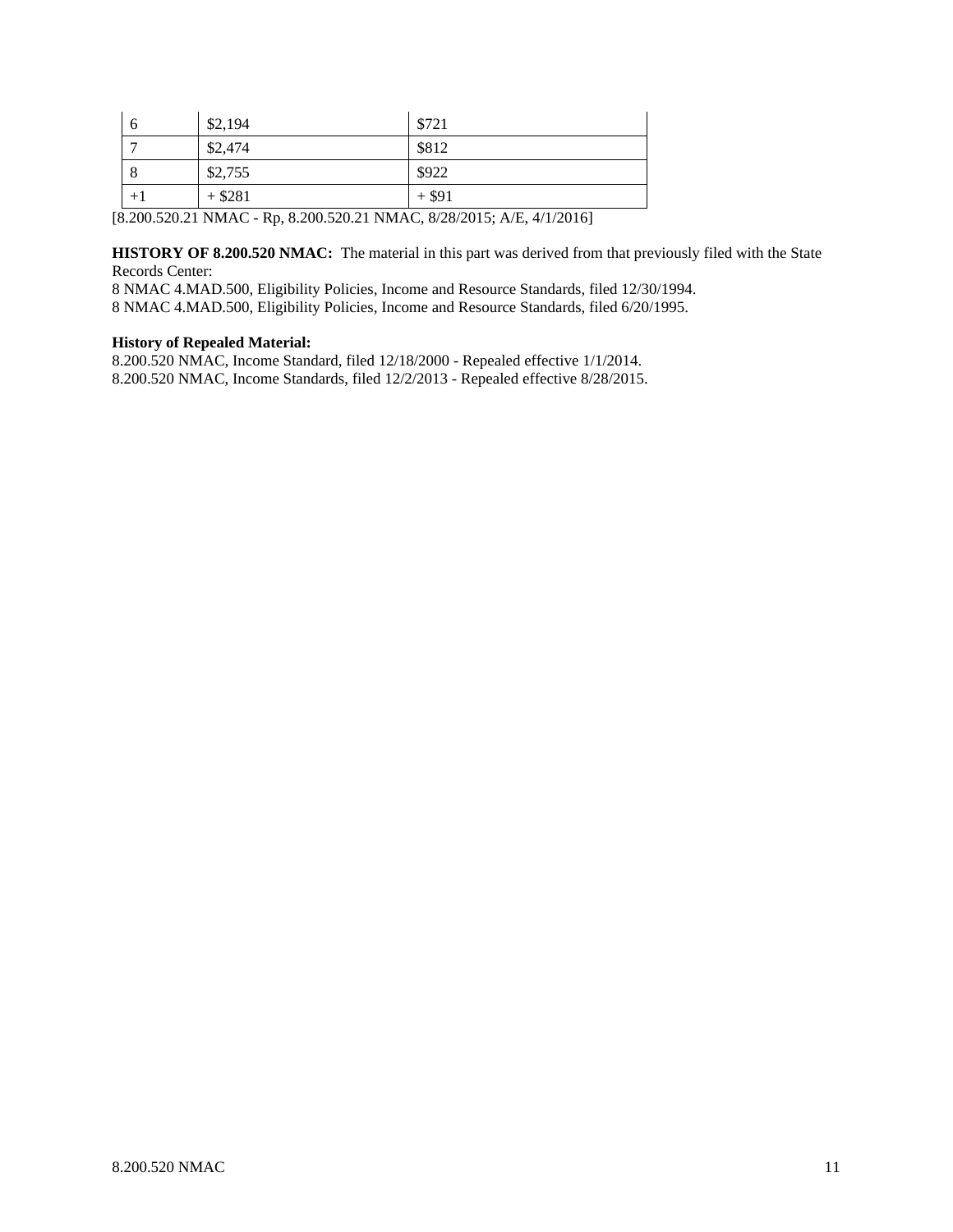| | | |
|---|---|---|
| 6 | $2,194 | $721 |
| 7 | $2,474 | $812 |
| 8 | $2,755 | $922 |
| +1 | + $281 | + $91 |

[8.200.520.21 NMAC - Rp, 8.200.520.21 NMAC, 8/28/2015; A/E, 4/1/2016]

**HISTORY OF 8.200.520 NMAC:** The material in this part was derived from that previously filed with the State Records Center:
8 NMAC 4.MAD.500, Eligibility Policies, Income and Resource Standards, filed 12/30/1994.
8 NMAC 4.MAD.500, Eligibility Policies, Income and Resource Standards, filed 6/20/1995.

**History of Repealed Material:**
8.200.520 NMAC, Income Standard, filed 12/18/2000 - Repealed effective 1/1/2014.
8.200.520 NMAC, Income Standards, filed 12/2/2013 - Repealed effective 8/28/2015.